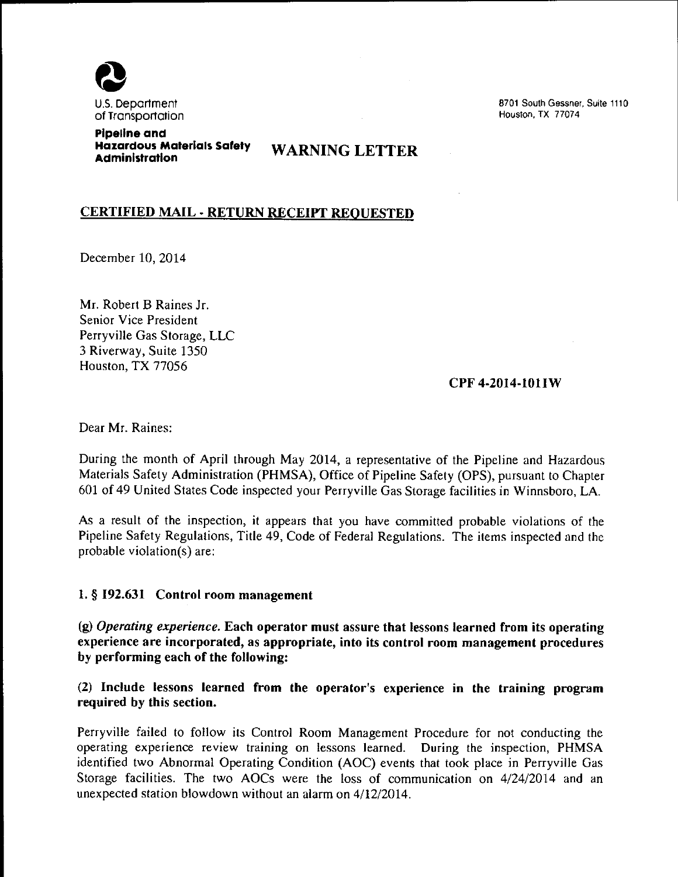U.S. Department of Transportation

**Pipeline and Hazardous Materials Safety Administration**

8701 South Gessner, Suite 1110
Houston, TX 77074

# WARNING LETTER

## CERTIFIED MAIL - RETURN RECEIPT REQUESTED

December 10, 2014

Mr. Robert B Raines Jr.
Senior Vice President
Perryville Gas Storage, LLC
3 Riverway, Suite 1350
Houston, TX 77056

**CPF 4-2014-1011W**

Dear Mr. Raines:

During the month of April through May 2014, a representative of the Pipeline and Hazardous Materials Safety Administration (PHMSA), Office of Pipeline Safety (OPS), pursuant to Chapter 601 of 49 United States Code inspected your Perryville Gas Storage facilities in Winnsboro, LA.

As a result of the inspection, it appears that you have committed probable violations of the Pipeline Safety Regulations, Title 49, Code of Federal Regulations. The items inspected and the probable violation(s) are:

**1. § 192.631 Control room management**

**(g) *Operating experience.* Each operator must assure that lessons learned from its operating experience are incorporated, as appropriate, into its control room management procedures by performing each of the following:**

**(2) Include lessons learned from the operator's experience in the training program required by this section.**

Perryville failed to follow its Control Room Management Procedure for not conducting the operating experience review training on lessons learned. During the inspection, PHMSA identified two Abnormal Operating Condition (AOC) events that took place in Perryville Gas Storage facilities. The two AOCs were the loss of communication on 4/24/2014 and an unexpected station blowdown without an alarm on 4/12/2014.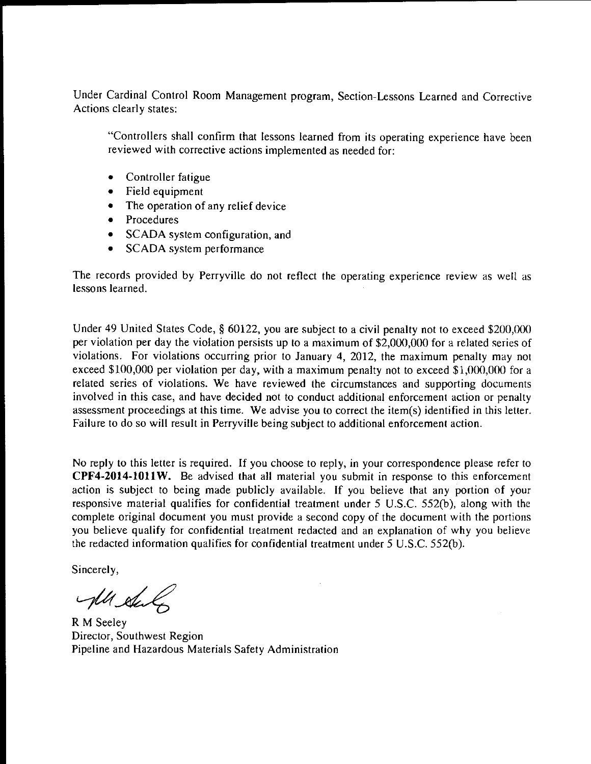Under Cardinal Control Room Management program, Section-Lessons Learned and Corrective Actions clearly states:

> "Controllers shall confirm that lessons learned from its operating experience have been reviewed with corrective actions implemented as needed for:
>
> - Controller fatigue
> - Field equipment
> - The operation of any relief device
> - Procedures
> - SCADA system configuration, and
> - SCADA system performance

The records provided by Perryville do not reflect the operating experience review as well as lessons learned.

Under 49 United States Code, § 60122, you are subject to a civil penalty not to exceed $200,000 per violation per day the violation persists up to a maximum of $2,000,000 for a related series of violations. For violations occurring prior to January 4, 2012, the maximum penalty may not exceed $100,000 per violation per day, with a maximum penalty not to exceed $1,000,000 for a related series of violations. We have reviewed the circumstances and supporting documents involved in this case, and have decided not to conduct additional enforcement action or penalty assessment proceedings at this time. We advise you to correct the item(s) identified in this letter. Failure to do so will result in Perryville being subject to additional enforcement action.

No reply to this letter is required. If you choose to reply, in your correspondence please refer to **CPF4-2014-1011W.** Be advised that all material you submit in response to this enforcement action is subject to being made publicly available. If you believe that any portion of your responsive material qualifies for confidential treatment under 5 U.S.C. 552(b), along with the complete original document you must provide a second copy of the document with the portions you believe qualify for confidential treatment redacted and an explanation of why you believe the redacted information qualifies for confidential treatment under 5 U.S.C. 552(b).

Sincerely,

R M Seeley
Director, Southwest Region
Pipeline and Hazardous Materials Safety Administration